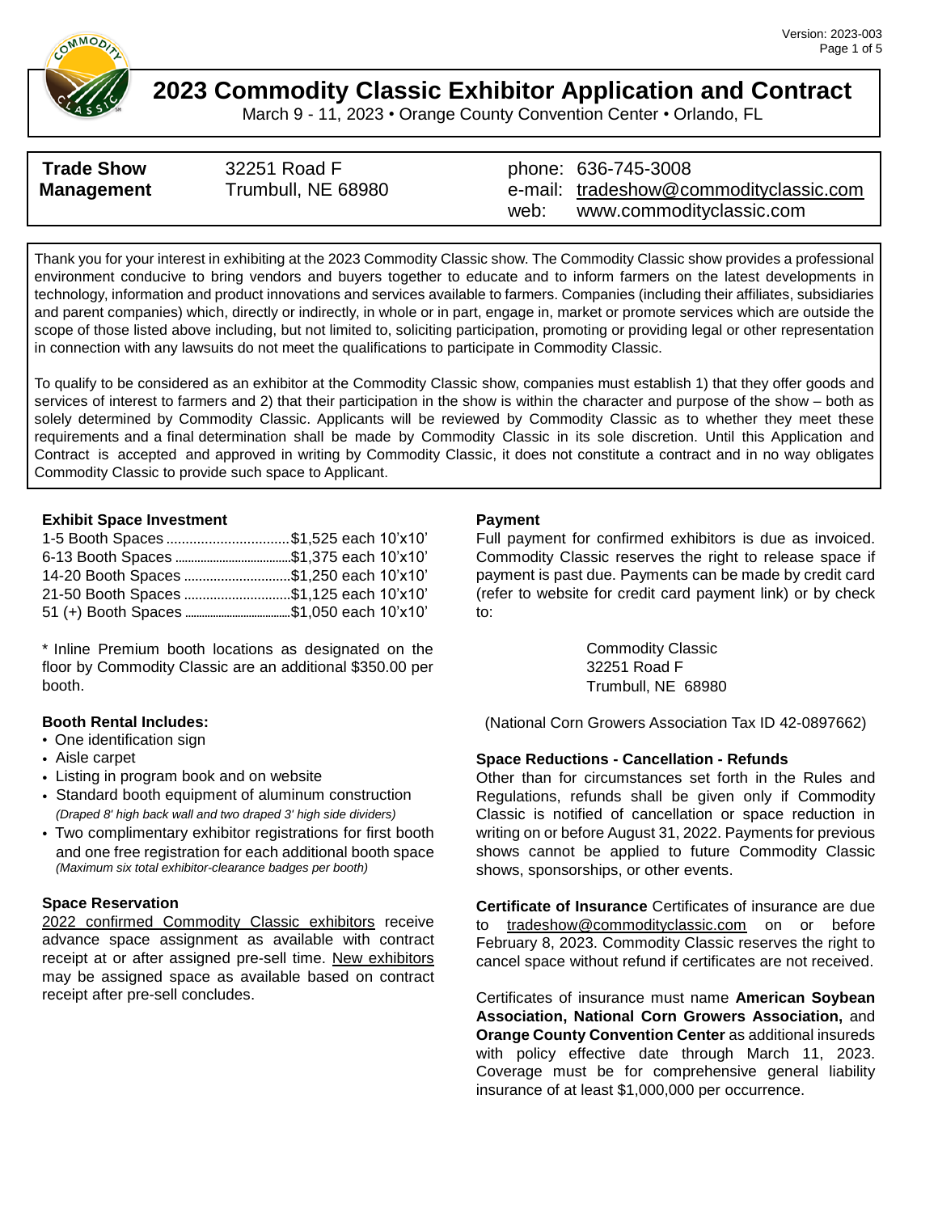# 2023 Commodity Classic Exhibitor Application and Contract

March 9 - 11, 2023 • Orange County Convention Center • Orlando, FL

| **Trade Show Management** | 32251 Road F<br>Trumbull, NE 68980 | phone: 636-745-3008<br>e-mail: tradeshow@commodityclassic.com<br>web: www.commodityclassic.com |
|---|---|---|

Thank you for your interest in exhibiting at the 2023 Commodity Classic show. The Commodity Classic show provides a professional environment conducive to bring vendors and buyers together to educate and to inform farmers on the latest developments in technology, information and product innovations and services available to farmers. Companies (including their affiliates, subsidiaries and parent companies) which, directly or indirectly, in whole or in part, engage in, market or promote services which are outside the scope of those listed above including, but not limited to, soliciting participation, promoting or providing legal or other representation in connection with any lawsuits do not meet the qualifications to participate in Commodity Classic.

To qualify to be considered as an exhibitor at the Commodity Classic show, companies must establish 1) that they offer goods and services of interest to farmers and 2) that their participation in the show is within the character and purpose of the show – both as solely determined by Commodity Classic. Applicants will be reviewed by Commodity Classic as to whether they meet these requirements and a final determination shall be made by Commodity Classic in its sole discretion. Until this Application and Contract is accepted and approved in writing by Commodity Classic, it does not constitute a contract and in no way obligates Commodity Classic to provide such space to Applicant.

### Exhibit Space Investment

| Booth Spaces | Price |
|---|---|
| 1-5 Booth Spaces | $1,525 each 10'x10' |
| 6-13 Booth Spaces | $1,375 each 10'x10' |
| 14-20 Booth Spaces | $1,250 each 10'x10' |
| 21-50 Booth Spaces | $1,125 each 10'x10' |
| 51 (+) Booth Spaces | $1,050 each 10'x10' |

* Inline Premium booth locations as designated on the floor by Commodity Classic are an additional $350.00 per booth.

### Booth Rental Includes:

- One identification sign
- Aisle carpet
- Listing in program book and on website
- Standard booth equipment of aluminum construction
  *(Draped 8' high back wall and two draped 3' high side dividers)*
- Two complimentary exhibitor registrations for first booth and one free registration for each additional booth space
  *(Maximum six total exhibitor-clearance badges per booth)*

### Space Reservation

2022 confirmed Commodity Classic exhibitors receive advance space assignment as available with contract receipt at or after assigned pre-sell time. New exhibitors may be assigned space as available based on contract receipt after pre-sell concludes.

### Payment

Full payment for confirmed exhibitors is due as invoiced. Commodity Classic reserves the right to release space if payment is past due. Payments can be made by credit card (refer to website for credit card payment link) or by check to:

Commodity Classic
32251 Road F
Trumbull, NE 68980

(National Corn Growers Association Tax ID 42-0897662)

### Space Reductions - Cancellation - Refunds

Other than for circumstances set forth in the Rules and Regulations, refunds shall be given only if Commodity Classic is notified of cancellation or space reduction in writing on or before August 31, 2022. Payments for previous shows cannot be applied to future Commodity Classic shows, sponsorships, or other events.

**Certificate of Insurance** Certificates of insurance are due to tradeshow@commodityclassic.com on or before February 8, 2023. Commodity Classic reserves the right to cancel space without refund if certificates are not received.

Certificates of insurance must name **American Soybean Association, National Corn Growers Association,** and **Orange County Convention Center** as additional insureds with policy effective date through March 11, 2023. Coverage must be for comprehensive general liability insurance of at least $1,000,000 per occurrence.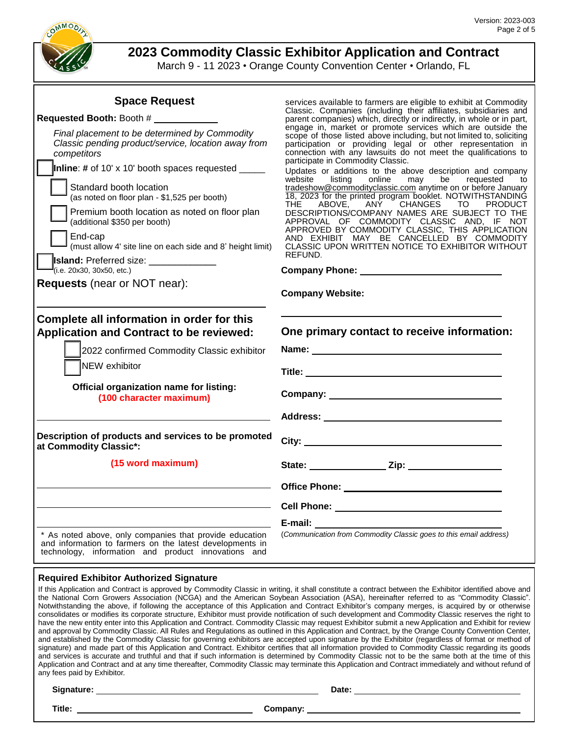# 2023 Commodity Classic Exhibitor Application and Contract

March 9 - 11 2023 • Orange County Convention Center • Orlando, FL

## Space Request

**Requested Booth:** Booth # ____________

*Final placement to be determined by Commodity Classic pending product/service, location away from competitors*

☐ **Inline**: # of 10' x 10' booth spaces requested _____

- ☐ Standard booth location (as noted on floor plan - $1,525 per booth)
- ☐ Premium booth location as noted on floor plan (additional $350 per booth)
- ☐ End-cap (must allow 4' site line on each side and 8' height limit)

☐ **Island:** Preferred size: ____________ (i.e. 20x30, 30x50, etc.)

**Requests** (near or NOT near):

______________________________

## Complete all information in order for this Application and Contract to be reviewed:

- ☐ 2022 confirmed Commodity Classic exhibitor
- ☐ NEW exhibitor

**Official organization name for listing:**
**(100 character maximum)**

______________________________

**Description of products and services to be promoted at Commodity Classic*:**

**(15 word maximum)**

______________________________

______________________________

______________________________

\* As noted above, only companies that provide education and information to farmers on the latest developments in technology, information and product innovations and services available to farmers are eligible to exhibit at Commodity Classic. Companies (including their affiliates, subsidiaries and parent companies) which, directly or indirectly, in whole or in part, engage in, market or promote services which are outside the scope of those listed above including, but not limited to, soliciting participation or providing legal or other representation in connection with any lawsuits do not meet the qualifications to participate in Commodity Classic.

Updates or additions to the above description and company website listing online may be requested to tradeshow@commodityclassic.com anytime on or before January 18, 2023 for the printed program booklet. NOTWITHSTANDING THE ABOVE, ANY CHANGES TO PRODUCT DESCRIPTIONS/COMPANY NAMES ARE SUBJECT TO THE APPROVAL OF COMMODITY CLASSIC AND, IF NOT APPROVED BY COMMODITY CLASSIC, THIS APPLICATION AND EXHIBIT MAY BE CANCELLED BY COMMODITY CLASSIC UPON WRITTEN NOTICE TO EXHIBITOR WITHOUT REFUND.

**Company Phone:** ______________________

**Company Website:**

______________________________

## One primary contact to receive information:

**Name:** ______________________

**Title:** ______________________

**Company:** ______________________

**Address:** ______________________

**City:** ______________________

**State:** ____________ **Zip:** ____________

**Office Phone:** ______________________

**Cell Phone:** ______________________

**E-mail:** ______________________

*(Communication from Commodity Classic goes to this email address)*

## Required Exhibitor Authorized Signature

If this Application and Contract is approved by Commodity Classic in writing, it shall constitute a contract between the Exhibitor identified above and the National Corn Growers Association (NCGA) and the American Soybean Association (ASA), hereinafter referred to as "Commodity Classic". Notwithstanding the above, if following the acceptance of this Application and Contract Exhibitor's company merges, is acquired by or otherwise consolidates or modifies its corporate structure, Exhibitor must provide notification of such development and Commodity Classic reserves the right to have the new entity enter into this Application and Contract. Commodity Classic may request Exhibitor submit a new Application and Exhibit for review and approval by Commodity Classic. All Rules and Regulations as outlined in this Application and Contract, by the Orange County Convention Center, and established by the Commodity Classic for governing exhibitors are accepted upon signature by the Exhibitor (regardless of format or method of signature) and made part of this Application and Contract. Exhibitor certifies that all information provided to Commodity Classic regarding its goods and services is accurate and truthful and that if such information is determined by Commodity Classic not to be the same both at the time of this Application and Contract and at any time thereafter, Commodity Classic may terminate this Application and Contract immediately and without refund of any fees paid by Exhibitor.

**Signature:** ______________________ **Date:** ______________________

**Title:** ______________________ **Company:** ______________________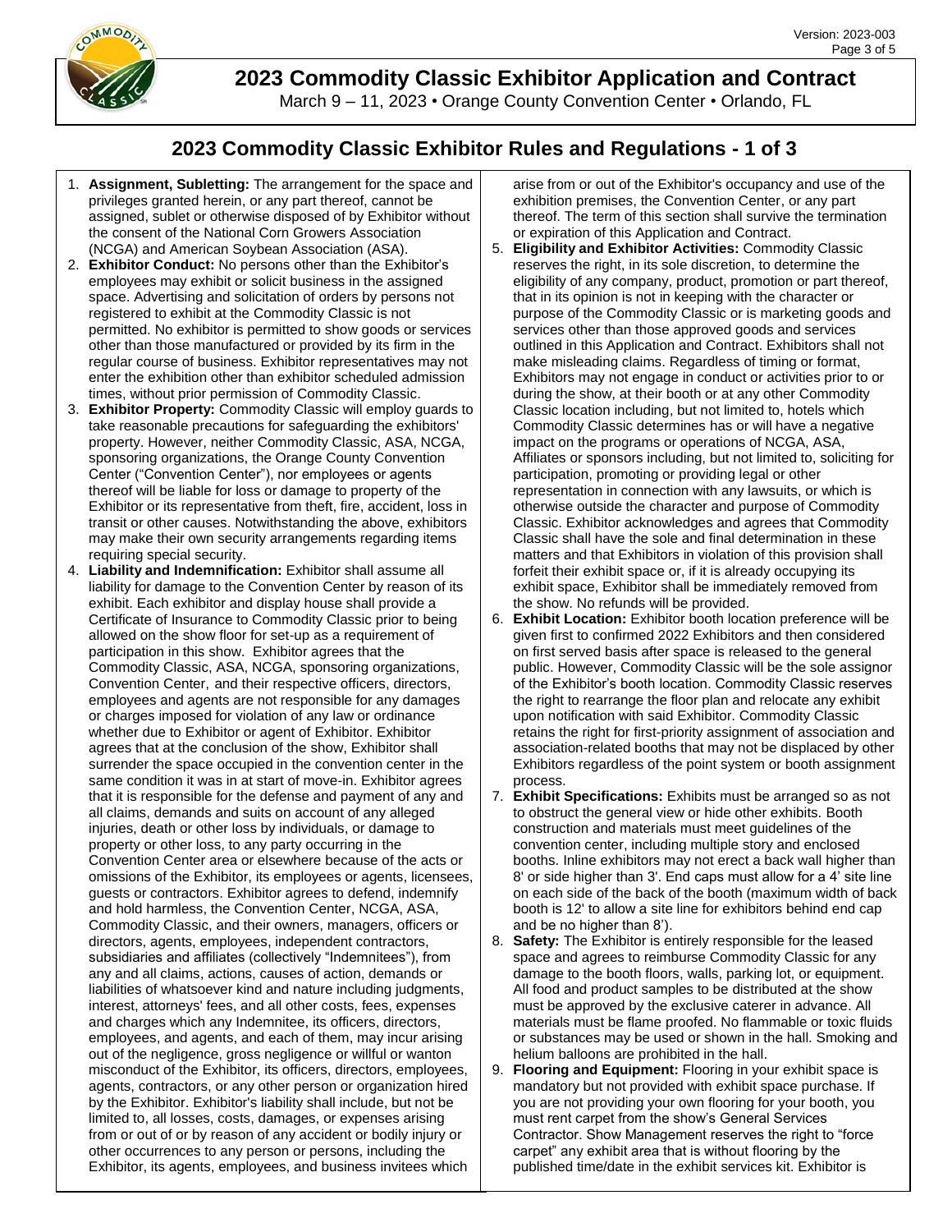# 2023 Commodity Classic Exhibitor Application and Contract

March 9 – 11, 2023 • Orange County Convention Center • Orlando, FL

## 2023 Commodity Classic Exhibitor Rules and Regulations - 1 of 3

1. **Assignment, Subletting:** The arrangement for the space and privileges granted herein, or any part thereof, cannot be assigned, sublet or otherwise disposed of by Exhibitor without the consent of the National Corn Growers Association (NCGA) and American Soybean Association (ASA).
2. **Exhibitor Conduct:** No persons other than the Exhibitor's employees may exhibit or solicit business in the assigned space. Advertising and solicitation of orders by persons not registered to exhibit at the Commodity Classic is not permitted. No exhibitor is permitted to show goods or services other than those manufactured or provided by its firm in the regular course of business. Exhibitor representatives may not enter the exhibition other than exhibitor scheduled admission times, without prior permission of Commodity Classic.
3. **Exhibitor Property:** Commodity Classic will employ guards to take reasonable precautions for safeguarding the exhibitors' property. However, neither Commodity Classic, ASA, NCGA, sponsoring organizations, the Orange County Convention Center ("Convention Center"), nor employees or agents thereof will be liable for loss or damage to property of the Exhibitor or its representative from theft, fire, accident, loss in transit or other causes. Notwithstanding the above, exhibitors may make their own security arrangements regarding items requiring special security.
4. **Liability and Indemnification:** Exhibitor shall assume all liability for damage to the Convention Center by reason of its exhibit. Each exhibitor and display house shall provide a Certificate of Insurance to Commodity Classic prior to being allowed on the show floor for set-up as a requirement of participation in this show. Exhibitor agrees that the Commodity Classic, ASA, NCGA, sponsoring organizations, Convention Center, and their respective officers, directors, employees and agents are not responsible for any damages or charges imposed for violation of any law or ordinance whether due to Exhibitor or agent of Exhibitor. Exhibitor agrees that at the conclusion of the show, Exhibitor shall surrender the space occupied in the convention center in the same condition it was in at start of move-in. Exhibitor agrees that it is responsible for the defense and payment of any and all claims, demands and suits on account of any alleged injuries, death or other loss by individuals, or damage to property or other loss, to any party occurring in the Convention Center area or elsewhere because of the acts or omissions of the Exhibitor, its employees or agents, licensees, guests or contractors. Exhibitor agrees to defend, indemnify and hold harmless, the Convention Center, NCGA, ASA, Commodity Classic, and their owners, managers, officers or directors, agents, employees, independent contractors, subsidiaries and affiliates (collectively "Indemnitees"), from any and all claims, actions, causes of action, demands or liabilities of whatsoever kind and nature including judgments, interest, attorneys' fees, and all other costs, fees, expenses and charges which any Indemnitee, its officers, directors, employees, and agents, and each of them, may incur arising out of the negligence, gross negligence or willful or wanton misconduct of the Exhibitor, its officers, directors, employees, agents, contractors, or any other person or organization hired by the Exhibitor. Exhibitor's liability shall include, but not be limited to, all losses, costs, damages, or expenses arising from or out of or by reason of any accident or bodily injury or other occurrences to any person or persons, including the Exhibitor, its agents, employees, and business invitees which arise from or out of the Exhibitor's occupancy and use of the exhibition premises, the Convention Center, or any part thereof. The term of this section shall survive the termination or expiration of this Application and Contract.
5. **Eligibility and Exhibitor Activities:** Commodity Classic reserves the right, in its sole discretion, to determine the eligibility of any company, product, promotion or part thereof, that in its opinion is not in keeping with the character or purpose of the Commodity Classic or is marketing goods and services other than those approved goods and services outlined in this Application and Contract. Exhibitors shall not make misleading claims. Regardless of timing or format, Exhibitors may not engage in conduct or activities prior to or during the show, at their booth or at any other Commodity Classic location including, but not limited to, hotels which Commodity Classic determines has or will have a negative impact on the programs or operations of NCGA, ASA, Affiliates or sponsors including, but not limited to, soliciting for participation, promoting or providing legal or other representation in connection with any lawsuits, or which is otherwise outside the character and purpose of Commodity Classic. Exhibitor acknowledges and agrees that Commodity Classic shall have the sole and final determination in these matters and that Exhibitors in violation of this provision shall forfeit their exhibit space or, if it is already occupying its exhibit space, Exhibitor shall be immediately removed from the show. No refunds will be provided.
6. **Exhibit Location:** Exhibitor booth location preference will be given first to confirmed 2022 Exhibitors and then considered on first served basis after space is released to the general public. However, Commodity Classic will be the sole assignor of the Exhibitor's booth location. Commodity Classic reserves the right to rearrange the floor plan and relocate any exhibit upon notification with said Exhibitor. Commodity Classic retains the right for first-priority assignment of association and association-related booths that may not be displaced by other Exhibitors regardless of the point system or booth assignment process.
7. **Exhibit Specifications:** Exhibits must be arranged so as not to obstruct the general view or hide other exhibits. Booth construction and materials must meet guidelines of the convention center, including multiple story and enclosed booths. Inline exhibitors may not erect a back wall higher than 8' or side higher than 3'. End caps must allow for a 4' site line on each side of the back of the booth (maximum width of back booth is 12' to allow a site line for exhibitors behind end cap and be no higher than 8').
8. **Safety:** The Exhibitor is entirely responsible for the leased space and agrees to reimburse Commodity Classic for any damage to the booth floors, walls, parking lot, or equipment. All food and product samples to be distributed at the show must be approved by the exclusive caterer in advance. All materials must be flame proofed. No flammable or toxic fluids or substances may be used or shown in the hall. Smoking and helium balloons are prohibited in the hall.
9. **Flooring and Equipment:** Flooring in your exhibit space is mandatory but not provided with exhibit space purchase. If you are not providing your own flooring for your booth, you must rent carpet from the show's General Services Contractor. Show Management reserves the right to "force carpet" any exhibit area that is without flooring by the published time/date in the exhibit services kit. Exhibitor is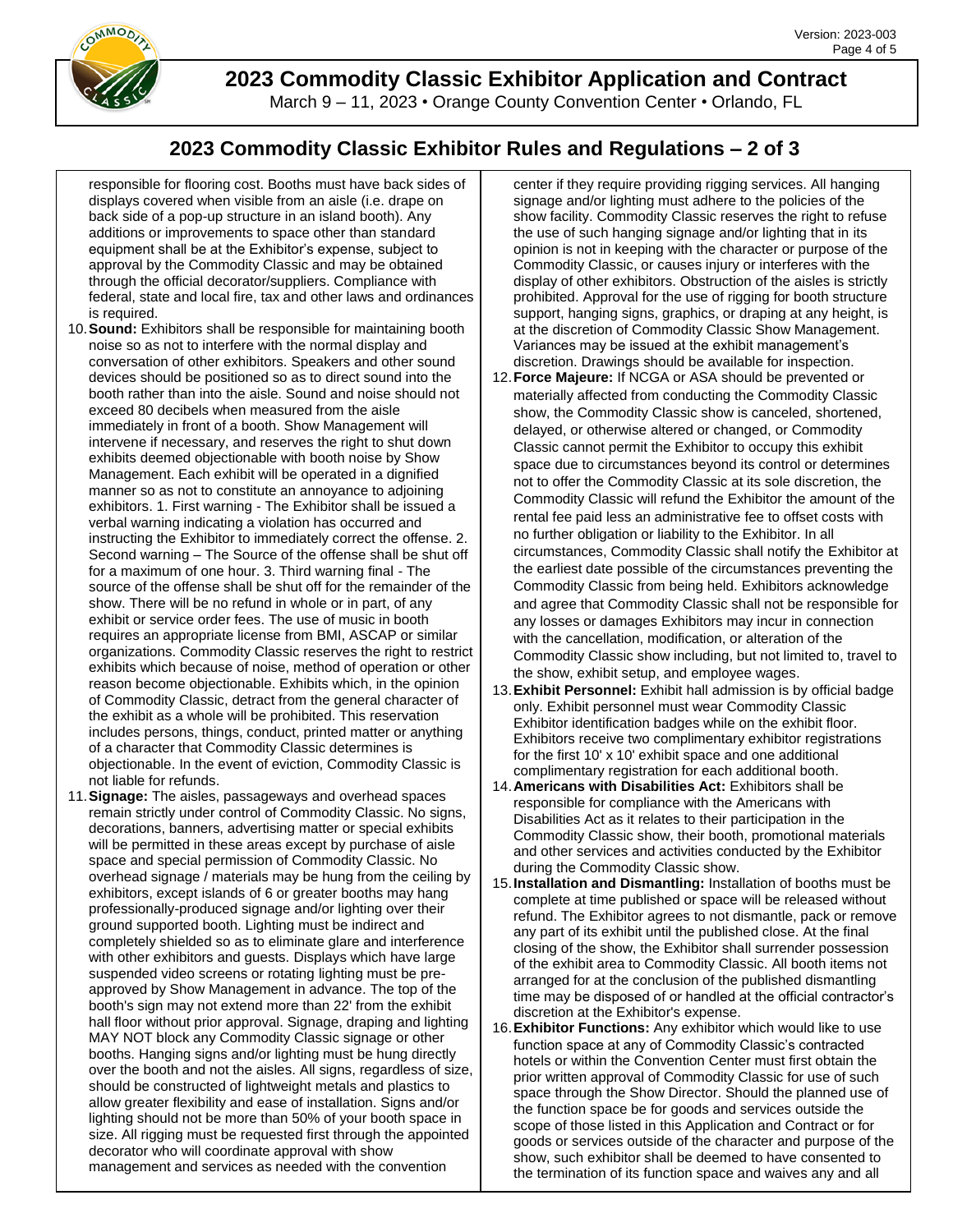# 2023 Commodity Classic Exhibitor Application and Contract

March 9 – 11, 2023 • Orange County Convention Center • Orlando, FL

## 2023 Commodity Classic Exhibitor Rules and Regulations – 2 of 3

responsible for flooring cost. Booths must have back sides of displays covered when visible from an aisle (i.e. drape on back side of a pop-up structure in an island booth). Any additions or improvements to space other than standard equipment shall be at the Exhibitor's expense, subject to approval by the Commodity Classic and may be obtained through the official decorator/suppliers. Compliance with federal, state and local fire, tax and other laws and ordinances is required.

10. **Sound:** Exhibitors shall be responsible for maintaining booth noise so as not to interfere with the normal display and conversation of other exhibitors. Speakers and other sound devices should be positioned so as to direct sound into the booth rather than into the aisle. Sound and noise should not exceed 80 decibels when measured from the aisle immediately in front of a booth. Show Management will intervene if necessary, and reserves the right to shut down exhibits deemed objectionable with booth noise by Show Management. Each exhibit will be operated in a dignified manner so as not to constitute an annoyance to adjoining exhibitors. 1. First warning - The Exhibitor shall be issued a verbal warning indicating a violation has occurred and instructing the Exhibitor to immediately correct the offense. 2. Second warning – The Source of the offense shall be shut off for a maximum of one hour. 3. Third warning final - The source of the offense shall be shut off for the remainder of the show. There will be no refund in whole or in part, of any exhibit or service order fees. The use of music in booth requires an appropriate license from BMI, ASCAP or similar organizations. Commodity Classic reserves the right to restrict exhibits which because of noise, method of operation or other reason become objectionable. Exhibits which, in the opinion of Commodity Classic, detract from the general character of the exhibit as a whole will be prohibited. This reservation includes persons, things, conduct, printed matter or anything of a character that Commodity Classic determines is objectionable. In the event of eviction, Commodity Classic is not liable for refunds.
11. **Signage:** The aisles, passageways and overhead spaces remain strictly under control of Commodity Classic. No signs, decorations, banners, advertising matter or special exhibits will be permitted in these areas except by purchase of aisle space and special permission of Commodity Classic. No overhead signage / materials may be hung from the ceiling by exhibitors, except islands of 6 or greater booths may hang professionally-produced signage and/or lighting over their ground supported booth. Lighting must be indirect and completely shielded so as to eliminate glare and interference with other exhibitors and guests. Displays which have large suspended video screens or rotating lighting must be pre-approved by Show Management in advance. The top of the booth's sign may not extend more than 22' from the exhibit hall floor without prior approval. Signage, draping and lighting MAY NOT block any Commodity Classic signage or other booths. Hanging signs and/or lighting must be hung directly over the booth and not the aisles. All signs, regardless of size, should be constructed of lightweight metals and plastics to allow greater flexibility and ease of installation. Signs and/or lighting should not be more than 50% of your booth space in size. All rigging must be requested first through the appointed decorator who will coordinate approval with show management and services as needed with the convention center if they require providing rigging services. All hanging signage and/or lighting must adhere to the policies of the show facility. Commodity Classic reserves the right to refuse the use of such hanging signage and/or lighting that in its opinion is not in keeping with the character or purpose of the Commodity Classic, or causes injury or interferes with the display of other exhibitors. Obstruction of the aisles is strictly prohibited. Approval for the use of rigging for booth structure support, hanging signs, graphics, or draping at any height, is at the discretion of Commodity Classic Show Management. Variances may be issued at the exhibit management's discretion. Drawings should be available for inspection.
12. **Force Majeure:** If NCGA or ASA should be prevented or materially affected from conducting the Commodity Classic show, the Commodity Classic show is canceled, shortened, delayed, or otherwise altered or changed, or Commodity Classic cannot permit the Exhibitor to occupy this exhibit space due to circumstances beyond its control or determines not to offer the Commodity Classic at its sole discretion, the Commodity Classic will refund the Exhibitor the amount of the rental fee paid less an administrative fee to offset costs with no further obligation or liability to the Exhibitor. In all circumstances, Commodity Classic shall notify the Exhibitor at the earliest date possible of the circumstances preventing the Commodity Classic from being held. Exhibitors acknowledge and agree that Commodity Classic shall not be responsible for any losses or damages Exhibitors may incur in connection with the cancellation, modification, or alteration of the Commodity Classic show including, but not limited to, travel to the show, exhibit setup, and employee wages.
13. **Exhibit Personnel:** Exhibit hall admission is by official badge only. Exhibit personnel must wear Commodity Classic Exhibitor identification badges while on the exhibit floor. Exhibitors receive two complimentary exhibitor registrations for the first 10' x 10' exhibit space and one additional complimentary registration for each additional booth.
14. **Americans with Disabilities Act:** Exhibitors shall be responsible for compliance with the Americans with Disabilities Act as it relates to their participation in the Commodity Classic show, their booth, promotional materials and other services and activities conducted by the Exhibitor during the Commodity Classic show.
15. **Installation and Dismantling:** Installation of booths must be complete at time published or space will be released without refund. The Exhibitor agrees to not dismantle, pack or remove any part of its exhibit until the published close. At the final closing of the show, the Exhibitor shall surrender possession of the exhibit area to Commodity Classic. All booth items not arranged for at the conclusion of the published dismantling time may be disposed of or handled at the official contractor's discretion at the Exhibitor's expense.
16. **Exhibitor Functions:** Any exhibitor which would like to use function space at any of Commodity Classic's contracted hotels or within the Convention Center must first obtain the prior written approval of Commodity Classic for use of such space through the Show Director. Should the planned use of the function space be for goods and services outside the scope of those listed in this Application and Contract or for goods or services outside of the character and purpose of the show, such exhibitor shall be deemed to have consented to the termination of its function space and waives any and all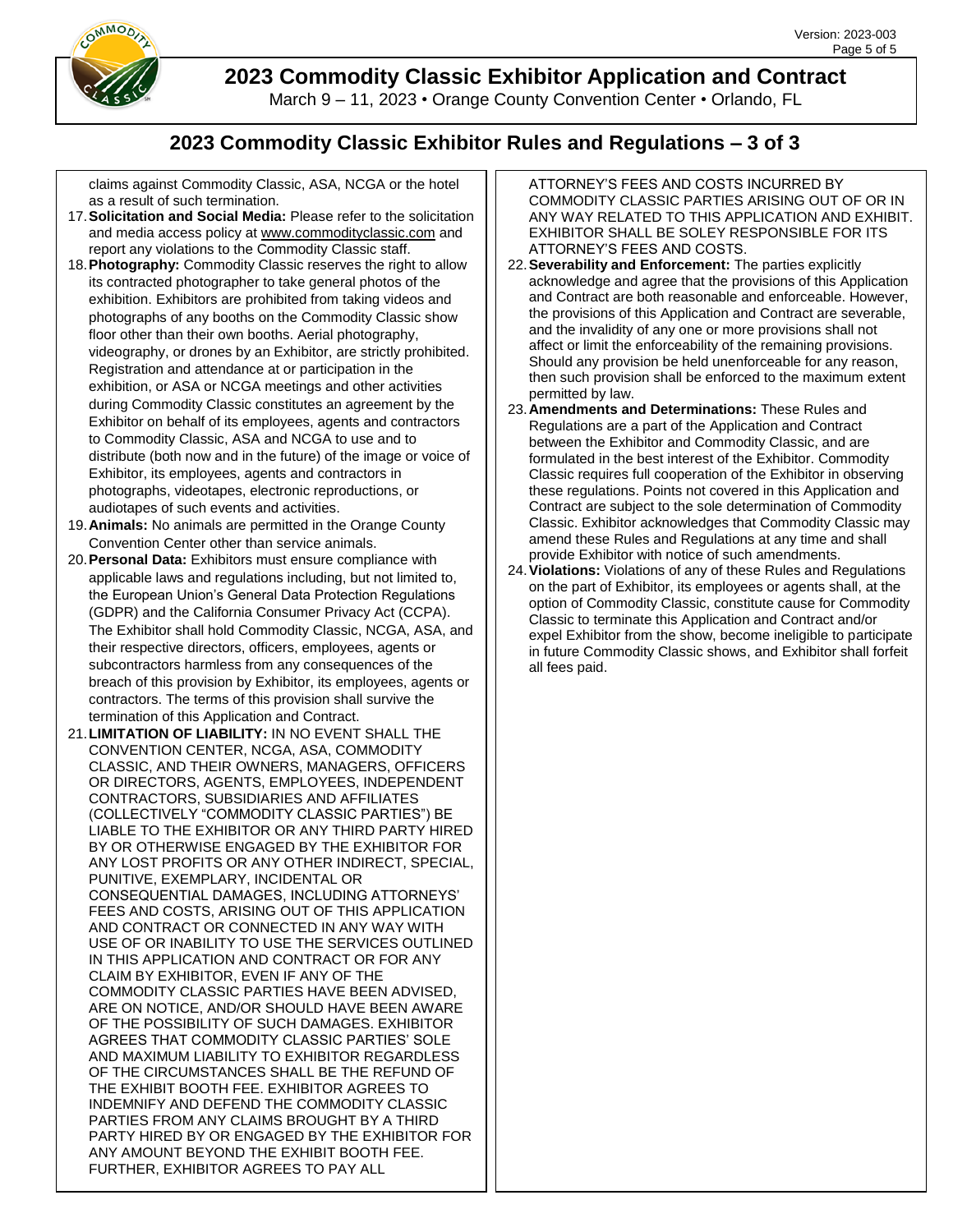# 2023 Commodity Classic Exhibitor Application and Contract

March 9 – 11, 2023 • Orange County Convention Center • Orlando, FL

## 2023 Commodity Classic Exhibitor Rules and Regulations – 3 of 3

claims against Commodity Classic, ASA, NCGA or the hotel as a result of such termination.

17. **Solicitation and Social Media:** Please refer to the solicitation and media access policy at www.commodityclassic.com and report any violations to the Commodity Classic staff.
18. **Photography:** Commodity Classic reserves the right to allow its contracted photographer to take general photos of the exhibition. Exhibitors are prohibited from taking videos and photographs of any booths on the Commodity Classic show floor other than their own booths. Aerial photography, videography, or drones by an Exhibitor, are strictly prohibited. Registration and attendance at or participation in the exhibition, or ASA or NCGA meetings and other activities during Commodity Classic constitutes an agreement by the Exhibitor on behalf of its employees, agents and contractors to Commodity Classic, ASA and NCGA to use and to distribute (both now and in the future) of the image or voice of Exhibitor, its employees, agents and contractors in photographs, videotapes, electronic reproductions, or audiotapes of such events and activities.
19. **Animals:** No animals are permitted in the Orange County Convention Center other than service animals.
20. **Personal Data:** Exhibitors must ensure compliance with applicable laws and regulations including, but not limited to, the European Union's General Data Protection Regulations (GDPR) and the California Consumer Privacy Act (CCPA). The Exhibitor shall hold Commodity Classic, NCGA, ASA, and their respective directors, officers, employees, agents or subcontractors harmless from any consequences of the breach of this provision by Exhibitor, its employees, agents or contractors. The terms of this provision shall survive the termination of this Application and Contract.
21. **LIMITATION OF LIABILITY:** IN NO EVENT SHALL THE CONVENTION CENTER, NCGA, ASA, COMMODITY CLASSIC, AND THEIR OWNERS, MANAGERS, OFFICERS OR DIRECTORS, AGENTS, EMPLOYEES, INDEPENDENT CONTRACTORS, SUBSIDIARIES AND AFFILIATES (COLLECTIVELY "COMMODITY CLASSIC PARTIES") BE LIABLE TO THE EXHIBITOR OR ANY THIRD PARTY HIRED BY OR OTHERWISE ENGAGED BY THE EXHIBITOR FOR ANY LOST PROFITS OR ANY OTHER INDIRECT, SPECIAL, PUNITIVE, EXEMPLARY, INCIDENTAL OR CONSEQUENTIAL DAMAGES, INCLUDING ATTORNEYS' FEES AND COSTS, ARISING OUT OF THIS APPLICATION AND CONTRACT OR CONNECTED IN ANY WAY WITH USE OF OR INABILITY TO USE THE SERVICES OUTLINED IN THIS APPLICATION AND CONTRACT OR FOR ANY CLAIM BY EXHIBITOR, EVEN IF ANY OF THE COMMODITY CLASSIC PARTIES HAVE BEEN ADVISED, ARE ON NOTICE, AND/OR SHOULD HAVE BEEN AWARE OF THE POSSIBILITY OF SUCH DAMAGES. EXHIBITOR AGREES THAT COMMODITY CLASSIC PARTIES' SOLE AND MAXIMUM LIABILITY TO EXHIBITOR REGARDLESS OF THE CIRCUMSTANCES SHALL BE THE REFUND OF THE EXHIBIT BOOTH FEE. EXHIBITOR AGREES TO INDEMNIFY AND DEFEND THE COMMODITY CLASSIC PARTIES FROM ANY CLAIMS BROUGHT BY A THIRD PARTY HIRED BY OR ENGAGED BY THE EXHIBITOR FOR ANY AMOUNT BEYOND THE EXHIBIT BOOTH FEE. FURTHER, EXHIBITOR AGREES TO PAY ALL ATTORNEY'S FEES AND COSTS INCURRED BY COMMODITY CLASSIC PARTIES ARISING OUT OF OR IN ANY WAY RELATED TO THIS APPLICATION AND EXHIBIT. EXHIBITOR SHALL BE SOLEY RESPONSIBLE FOR ITS ATTORNEY'S FEES AND COSTS.
22. **Severability and Enforcement:** The parties explicitly acknowledge and agree that the provisions of this Application and Contract are both reasonable and enforceable. However, the provisions of this Application and Contract are severable, and the invalidity of any one or more provisions shall not affect or limit the enforceability of the remaining provisions. Should any provision be held unenforceable for any reason, then such provision shall be enforced to the maximum extent permitted by law.
23. **Amendments and Determinations:** These Rules and Regulations are a part of the Application and Contract between the Exhibitor and Commodity Classic, and are formulated in the best interest of the Exhibitor. Commodity Classic requires full cooperation of the Exhibitor in observing these regulations. Points not covered in this Application and Contract are subject to the sole determination of Commodity Classic. Exhibitor acknowledges that Commodity Classic may amend these Rules and Regulations at any time and shall provide Exhibitor with notice of such amendments.
24. **Violations:** Violations of any of these Rules and Regulations on the part of Exhibitor, its employees or agents shall, at the option of Commodity Classic, constitute cause for Commodity Classic to terminate this Application and Contract and/or expel Exhibitor from the show, become ineligible to participate in future Commodity Classic shows, and Exhibitor shall forfeit all fees paid.